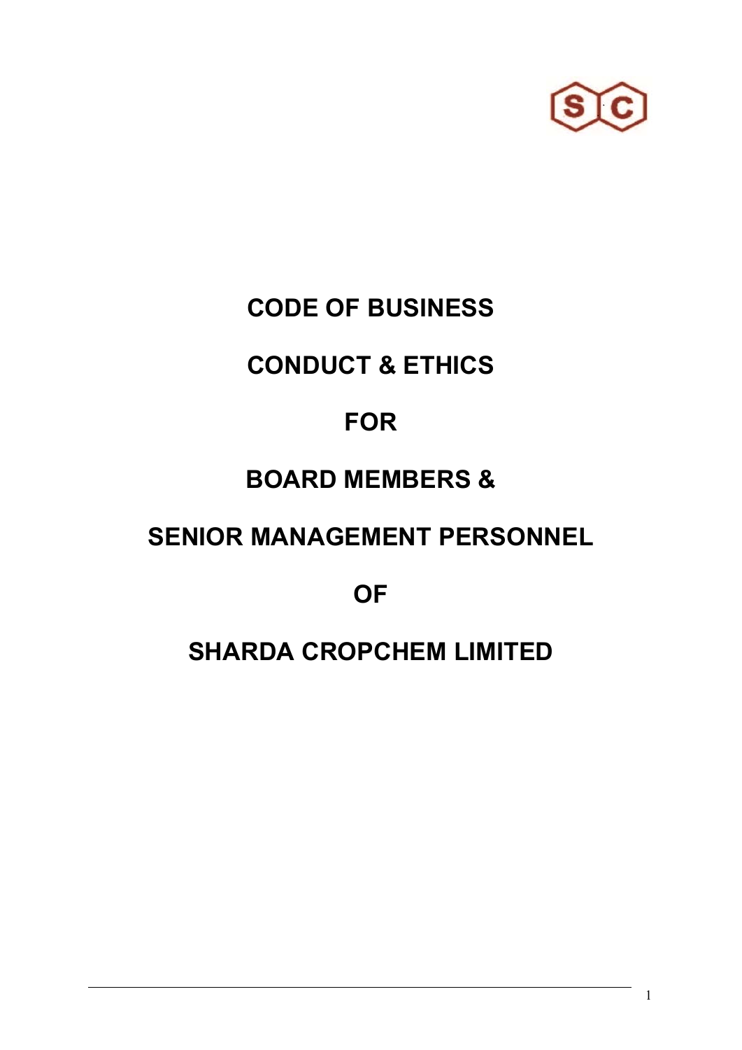# CODE OF BUSINESS

# CONDUCT & ETHICS

# FOR

# BOARD MEMBERS &

# SENIOR MANAGEMENT PERSONNEL

# OF

# SHARDA CROPCHEM LIMITED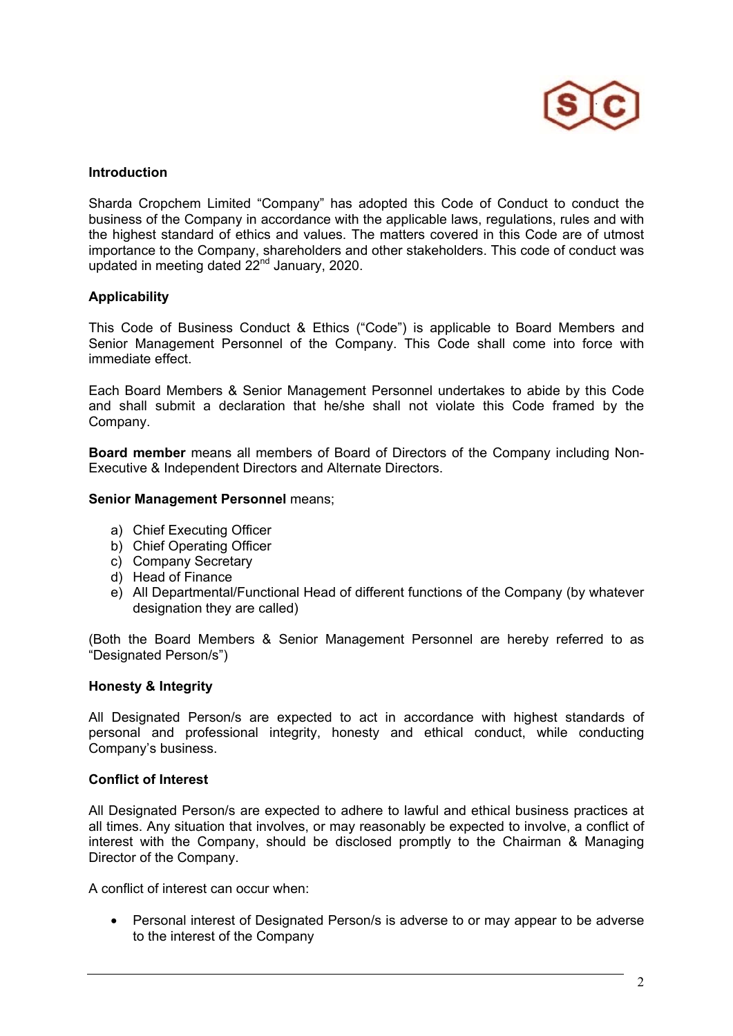## Introduction

Sharda Cropchem Limited "Company" has adopted this Code of Conduct to conduct the business of the Company in accordance with the applicable laws, regulations, rules and with the highest standard of ethics and values. The matters covered in this Code are of utmost importance to the Company, shareholders and other stakeholders. This code of conduct was updated in meeting dated 22nd January, 2020.

## Applicability

This Code of Business Conduct & Ethics ("Code") is applicable to Board Members and Senior Management Personnel of the Company. This Code shall come into force with immediate effect.

Each Board Members & Senior Management Personnel undertakes to abide by this Code and shall submit a declaration that he/she shall not violate this Code framed by the Company.

**Board member** means all members of Board of Directors of the Company including Non-Executive & Independent Directors and Alternate Directors.

**Senior Management Personnel** means;

a) Chief Executing Officer
b) Chief Operating Officer
c) Company Secretary
d) Head of Finance
e) All Departmental/Functional Head of different functions of the Company (by whatever designation they are called)

(Both the Board Members & Senior Management Personnel are hereby referred to as "Designated Person/s")

## Honesty & Integrity

All Designated Person/s are expected to act in accordance with highest standards of personal and professional integrity, honesty and ethical conduct, while conducting Company's business.

## Conflict of Interest

All Designated Person/s are expected to adhere to lawful and ethical business practices at all times. Any situation that involves, or may reasonably be expected to involve, a conflict of interest with the Company, should be disclosed promptly to the Chairman & Managing Director of the Company.

A conflict of interest can occur when:

- Personal interest of Designated Person/s is adverse to or may appear to be adverse to the interest of the Company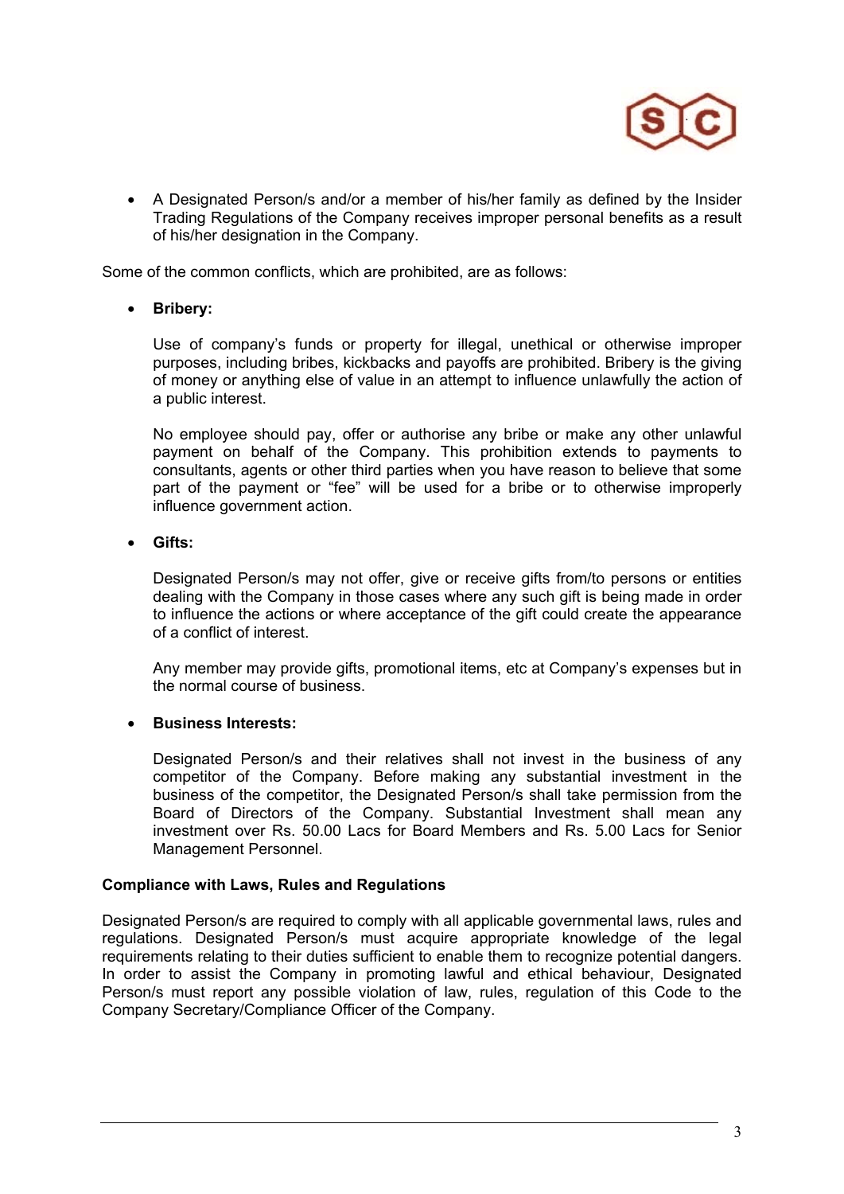- A Designated Person/s and/or a member of his/her family as defined by the Insider Trading Regulations of the Company receives improper personal benefits as a result of his/her designation in the Company.

Some of the common conflicts, which are prohibited, are as follows:

- **Bribery:**

  Use of company's funds or property for illegal, unethical or otherwise improper purposes, including bribes, kickbacks and payoffs are prohibited. Bribery is the giving of money or anything else of value in an attempt to influence unlawfully the action of a public interest.

  No employee should pay, offer or authorise any bribe or make any other unlawful payment on behalf of the Company. This prohibition extends to payments to consultants, agents or other third parties when you have reason to believe that some part of the payment or "fee" will be used for a bribe or to otherwise improperly influence government action.

- **Gifts:**

  Designated Person/s may not offer, give or receive gifts from/to persons or entities dealing with the Company in those cases where any such gift is being made in order to influence the actions or where acceptance of the gift could create the appearance of a conflict of interest.

  Any member may provide gifts, promotional items, etc at Company's expenses but in the normal course of business.

- **Business Interests:**

  Designated Person/s and their relatives shall not invest in the business of any competitor of the Company. Before making any substantial investment in the business of the competitor, the Designated Person/s shall take permission from the Board of Directors of the Company. Substantial Investment shall mean any investment over Rs. 50.00 Lacs for Board Members and Rs. 5.00 Lacs for Senior Management Personnel.

**Compliance with Laws, Rules and Regulations**

Designated Person/s are required to comply with all applicable governmental laws, rules and regulations. Designated Person/s must acquire appropriate knowledge of the legal requirements relating to their duties sufficient to enable them to recognize potential dangers. In order to assist the Company in promoting lawful and ethical behaviour, Designated Person/s must report any possible violation of law, rules, regulation of this Code to the Company Secretary/Compliance Officer of the Company.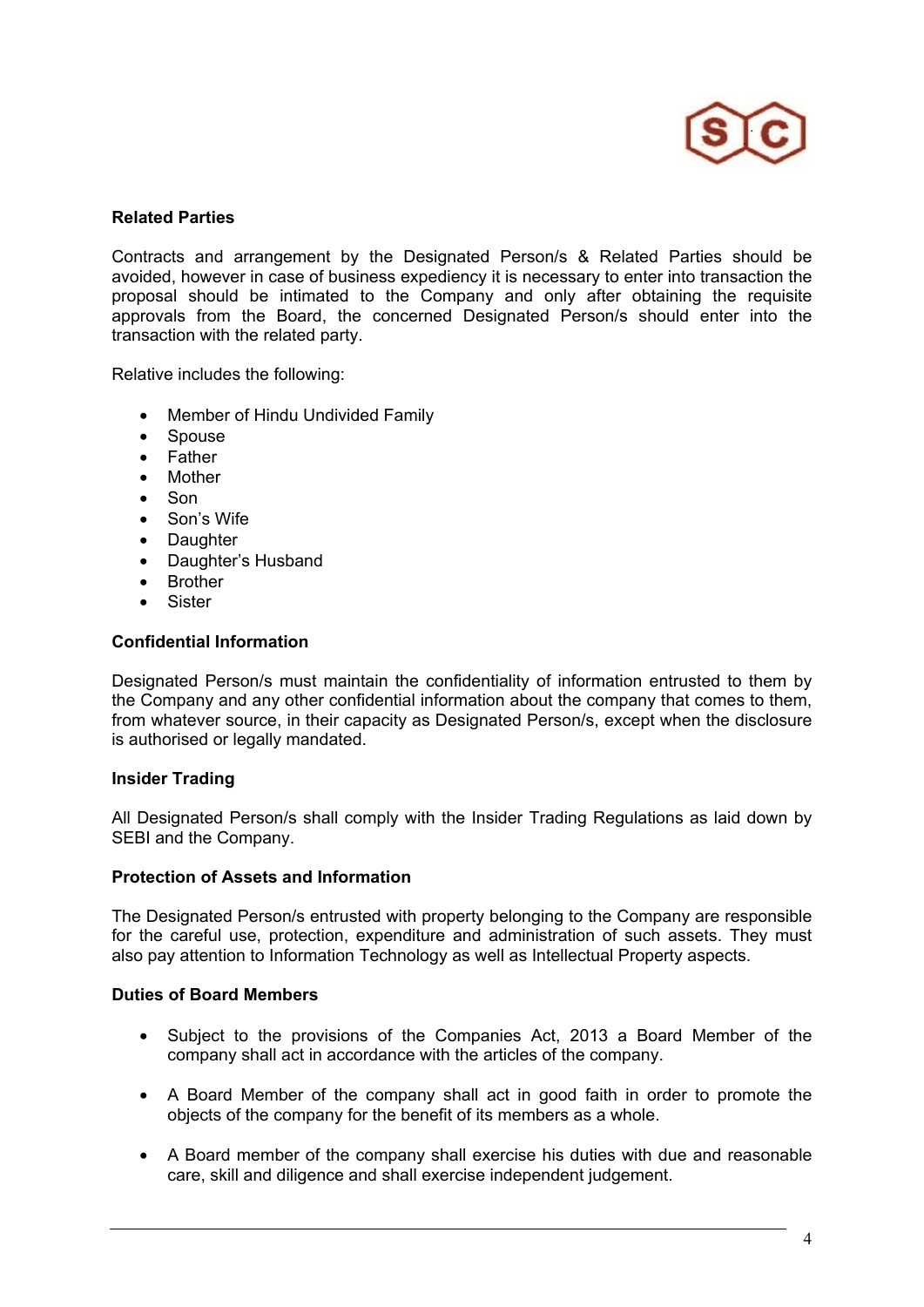**Related Parties**

Contracts and arrangement by the Designated Person/s & Related Parties should be avoided, however in case of business expediency it is necessary to enter into transaction the proposal should be intimated to the Company and only after obtaining the requisite approvals from the Board, the concerned Designated Person/s should enter into the transaction with the related party.

Relative includes the following:

- Member of Hindu Undivided Family
- Spouse
- Father
- Mother
- Son
- Son's Wife
- Daughter
- Daughter's Husband
- Brother
- Sister

**Confidential Information**

Designated Person/s must maintain the confidentiality of information entrusted to them by the Company and any other confidential information about the company that comes to them, from whatever source, in their capacity as Designated Person/s, except when the disclosure is authorised or legally mandated.

**Insider Trading**

All Designated Person/s shall comply with the Insider Trading Regulations as laid down by SEBI and the Company.

**Protection of Assets and Information**

The Designated Person/s entrusted with property belonging to the Company are responsible for the careful use, protection, expenditure and administration of such assets. They must also pay attention to Information Technology as well as Intellectual Property aspects.

**Duties of Board Members**

- Subject to the provisions of the Companies Act, 2013 a Board Member of the company shall act in accordance with the articles of the company.
- A Board Member of the company shall act in good faith in order to promote the objects of the company for the benefit of its members as a whole.
- A Board member of the company shall exercise his duties with due and reasonable care, skill and diligence and shall exercise independent judgement.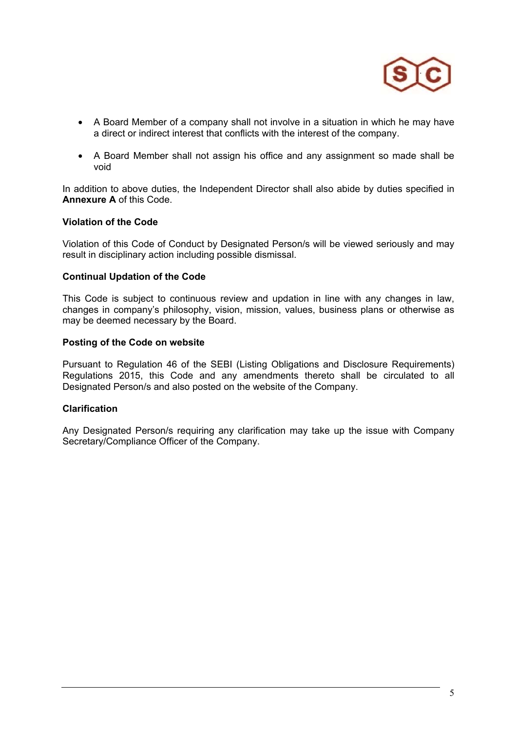- A Board Member of a company shall not involve in a situation in which he may have a direct or indirect interest that conflicts with the interest of the company.
- A Board Member shall not assign his office and any assignment so made shall be void

In addition to above duties, the Independent Director shall also abide by duties specified in **Annexure A** of this Code.

**Violation of the Code**

Violation of this Code of Conduct by Designated Person/s will be viewed seriously and may result in disciplinary action including possible dismissal.

**Continual Updation of the Code**

This Code is subject to continuous review and updation in line with any changes in law, changes in company's philosophy, vision, mission, values, business plans or otherwise as may be deemed necessary by the Board.

**Posting of the Code on website**

Pursuant to Regulation 46 of the SEBI (Listing Obligations and Disclosure Requirements) Regulations 2015, this Code and any amendments thereto shall be circulated to all Designated Person/s and also posted on the website of the Company.

**Clarification**

Any Designated Person/s requiring any clarification may take up the issue with Company Secretary/Compliance Officer of the Company.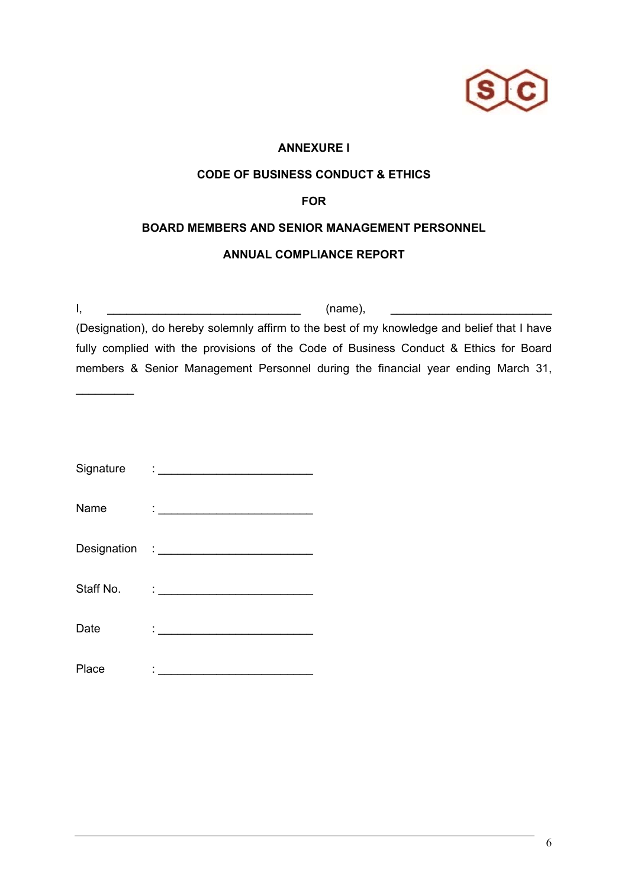**ANNEXURE I**

**CODE OF BUSINESS CONDUCT & ETHICS**

**FOR**

**BOARD MEMBERS AND SENIOR MANAGEMENT PERSONNEL**

**ANNUAL COMPLIANCE REPORT**

I, ______________________________ (name), _________________________ (Designation), do hereby solemnly affirm to the best of my knowledge and belief that I have fully complied with the provisions of the Code of Business Conduct & Ethics for Board members & Senior Management Personnel during the financial year ending March 31, _________

Signature : ________________________

Name : ________________________

Designation : ________________________

Staff No. : ________________________

Date : ________________________

Place : ________________________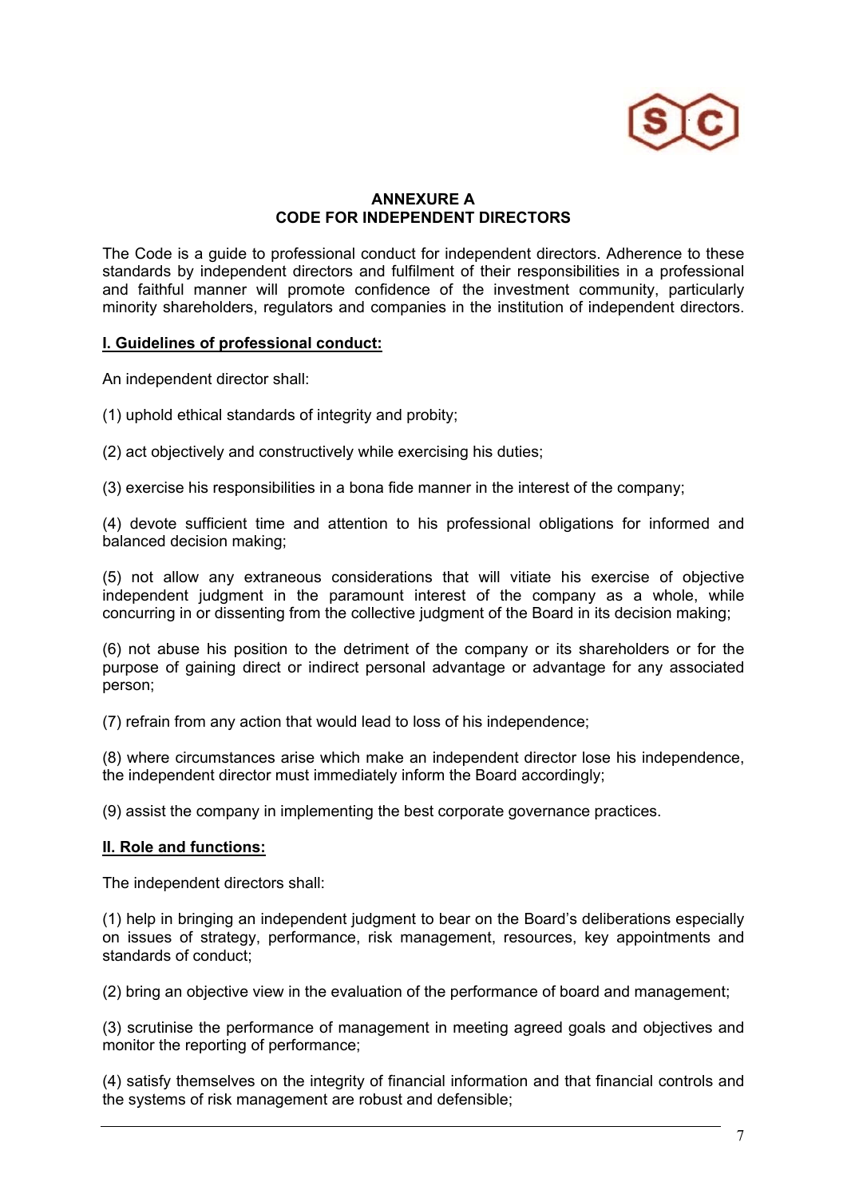## ANNEXURE A
## CODE FOR INDEPENDENT DIRECTORS

The Code is a guide to professional conduct for independent directors. Adherence to these standards by independent directors and fulfilment of their responsibilities in a professional and faithful manner will promote confidence of the investment community, particularly minority shareholders, regulators and companies in the institution of independent directors.

### I. Guidelines of professional conduct:

An independent director shall:

(1) uphold ethical standards of integrity and probity;

(2) act objectively and constructively while exercising his duties;

(3) exercise his responsibilities in a bona fide manner in the interest of the company;

(4) devote sufficient time and attention to his professional obligations for informed and balanced decision making;

(5) not allow any extraneous considerations that will vitiate his exercise of objective independent judgment in the paramount interest of the company as a whole, while concurring in or dissenting from the collective judgment of the Board in its decision making;

(6) not abuse his position to the detriment of the company or its shareholders or for the purpose of gaining direct or indirect personal advantage or advantage for any associated person;

(7) refrain from any action that would lead to loss of his independence;

(8) where circumstances arise which make an independent director lose his independence, the independent director must immediately inform the Board accordingly;

(9) assist the company in implementing the best corporate governance practices.

### II. Role and functions:

The independent directors shall:

(1) help in bringing an independent judgment to bear on the Board's deliberations especially on issues of strategy, performance, risk management, resources, key appointments and standards of conduct;

(2) bring an objective view in the evaluation of the performance of board and management;

(3) scrutinise the performance of management in meeting agreed goals and objectives and monitor the reporting of performance;

(4) satisfy themselves on the integrity of financial information and that financial controls and the systems of risk management are robust and defensible;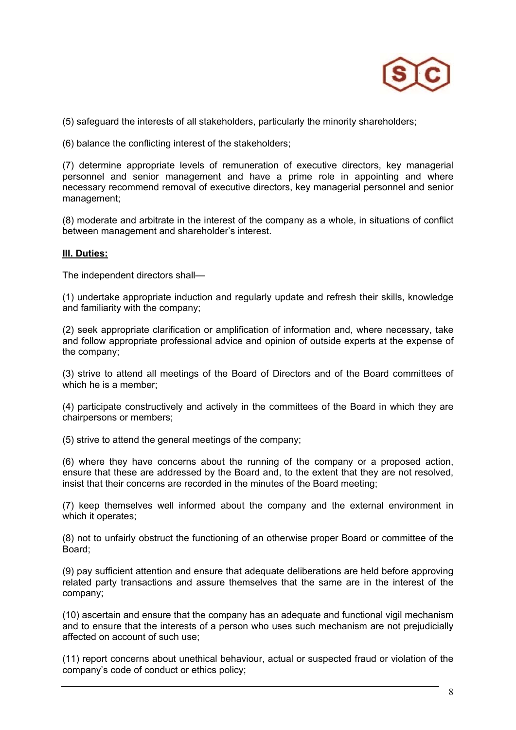(5) safeguard the interests of all stakeholders, particularly the minority shareholders;

(6) balance the conflicting interest of the stakeholders;

(7) determine appropriate levels of remuneration of executive directors, key managerial personnel and senior management and have a prime role in appointing and where necessary recommend removal of executive directors, key managerial personnel and senior management;

(8) moderate and arbitrate in the interest of the company as a whole, in situations of conflict between management and shareholder's interest.

**III. Duties:**

The independent directors shall—

(1) undertake appropriate induction and regularly update and refresh their skills, knowledge and familiarity with the company;

(2) seek appropriate clarification or amplification of information and, where necessary, take and follow appropriate professional advice and opinion of outside experts at the expense of the company;

(3) strive to attend all meetings of the Board of Directors and of the Board committees of which he is a member;

(4) participate constructively and actively in the committees of the Board in which they are chairpersons or members;

(5) strive to attend the general meetings of the company;

(6) where they have concerns about the running of the company or a proposed action, ensure that these are addressed by the Board and, to the extent that they are not resolved, insist that their concerns are recorded in the minutes of the Board meeting;

(7) keep themselves well informed about the company and the external environment in which it operates;

(8) not to unfairly obstruct the functioning of an otherwise proper Board or committee of the Board;

(9) pay sufficient attention and ensure that adequate deliberations are held before approving related party transactions and assure themselves that the same are in the interest of the company;

(10) ascertain and ensure that the company has an adequate and functional vigil mechanism and to ensure that the interests of a person who uses such mechanism are not prejudicially affected on account of such use;

(11) report concerns about unethical behaviour, actual or suspected fraud or violation of the company's code of conduct or ethics policy;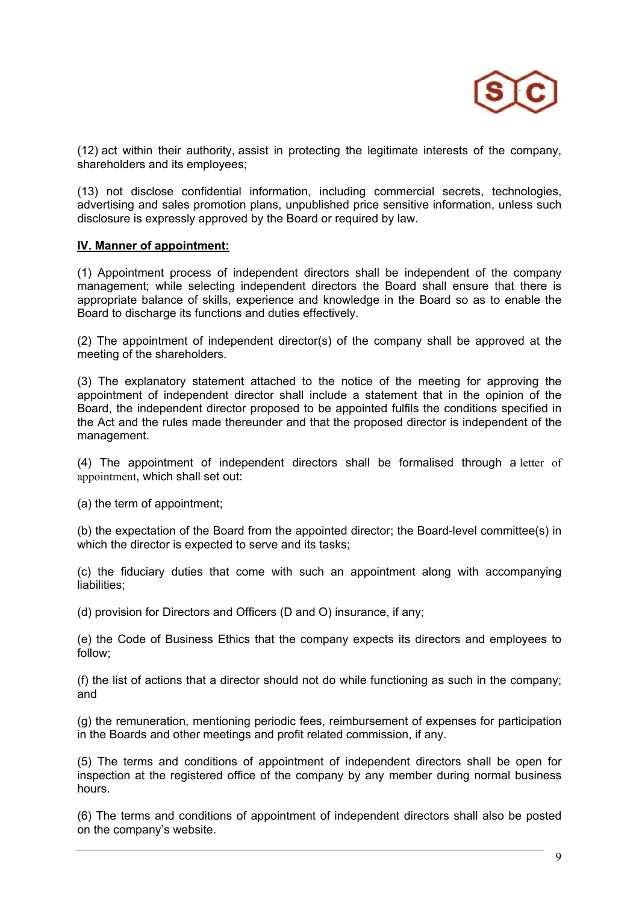(12) act within their authority, assist in protecting the legitimate interests of the company, shareholders and its employees;

(13) not disclose confidential information, including commercial secrets, technologies, advertising and sales promotion plans, unpublished price sensitive information, unless such disclosure is expressly approved by the Board or required by law.

**IV. Manner of appointment:**

(1) Appointment process of independent directors shall be independent of the company management; while selecting independent directors the Board shall ensure that there is appropriate balance of skills, experience and knowledge in the Board so as to enable the Board to discharge its functions and duties effectively.

(2) The appointment of independent director(s) of the company shall be approved at the meeting of the shareholders.

(3) The explanatory statement attached to the notice of the meeting for approving the appointment of independent director shall include a statement that in the opinion of the Board, the independent director proposed to be appointed fulfils the conditions specified in the Act and the rules made thereunder and that the proposed director is independent of the management.

(4) The appointment of independent directors shall be formalised through a letter of appointment, which shall set out:

(a) the term of appointment;

(b) the expectation of the Board from the appointed director; the Board-level committee(s) in which the director is expected to serve and its tasks;

(c) the fiduciary duties that come with such an appointment along with accompanying liabilities;

(d) provision for Directors and Officers (D and O) insurance, if any;

(e) the Code of Business Ethics that the company expects its directors and employees to follow;

(f) the list of actions that a director should not do while functioning as such in the company; and

(g) the remuneration, mentioning periodic fees, reimbursement of expenses for participation in the Boards and other meetings and profit related commission, if any.

(5) The terms and conditions of appointment of independent directors shall be open for inspection at the registered office of the company by any member during normal business hours.

(6) The terms and conditions of appointment of independent directors shall also be posted on the company's website.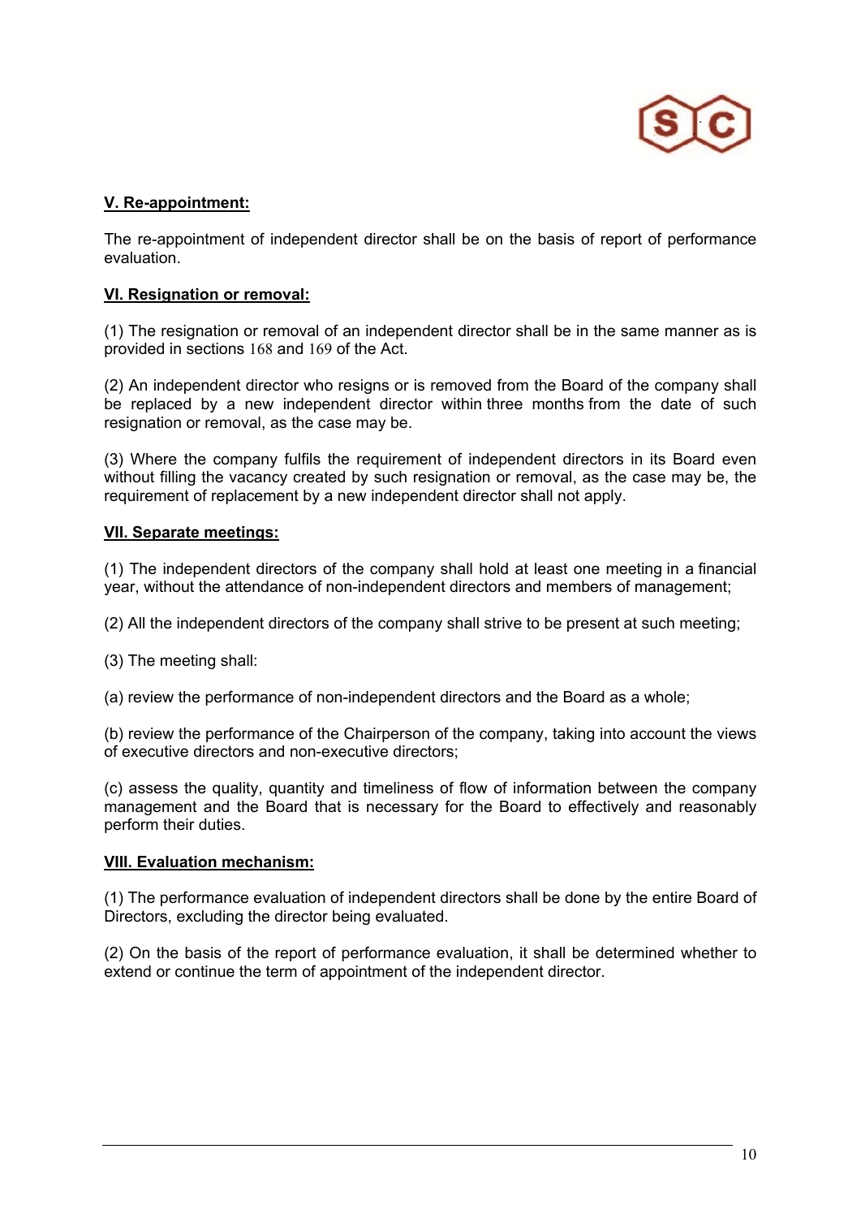**V. Re-appointment:**

The re-appointment of independent director shall be on the basis of report of performance evaluation.

**VI. Resignation or removal:**

(1) The resignation or removal of an independent director shall be in the same manner as is provided in sections 168 and 169 of the Act.

(2) An independent director who resigns or is removed from the Board of the company shall be replaced by a new independent director within three months from the date of such resignation or removal, as the case may be.

(3) Where the company fulfils the requirement of independent directors in its Board even without filling the vacancy created by such resignation or removal, as the case may be, the requirement of replacement by a new independent director shall not apply.

**VII. Separate meetings:**

(1) The independent directors of the company shall hold at least one meeting in a financial year, without the attendance of non-independent directors and members of management;

(2) All the independent directors of the company shall strive to be present at such meeting;

(3) The meeting shall:

(a) review the performance of non-independent directors and the Board as a whole;

(b) review the performance of the Chairperson of the company, taking into account the views of executive directors and non-executive directors;

(c) assess the quality, quantity and timeliness of flow of information between the company management and the Board that is necessary for the Board to effectively and reasonably perform their duties.

**VIII. Evaluation mechanism:**

(1) The performance evaluation of independent directors shall be done by the entire Board of Directors, excluding the director being evaluated.

(2) On the basis of the report of performance evaluation, it shall be determined whether to extend or continue the term of appointment of the independent director.